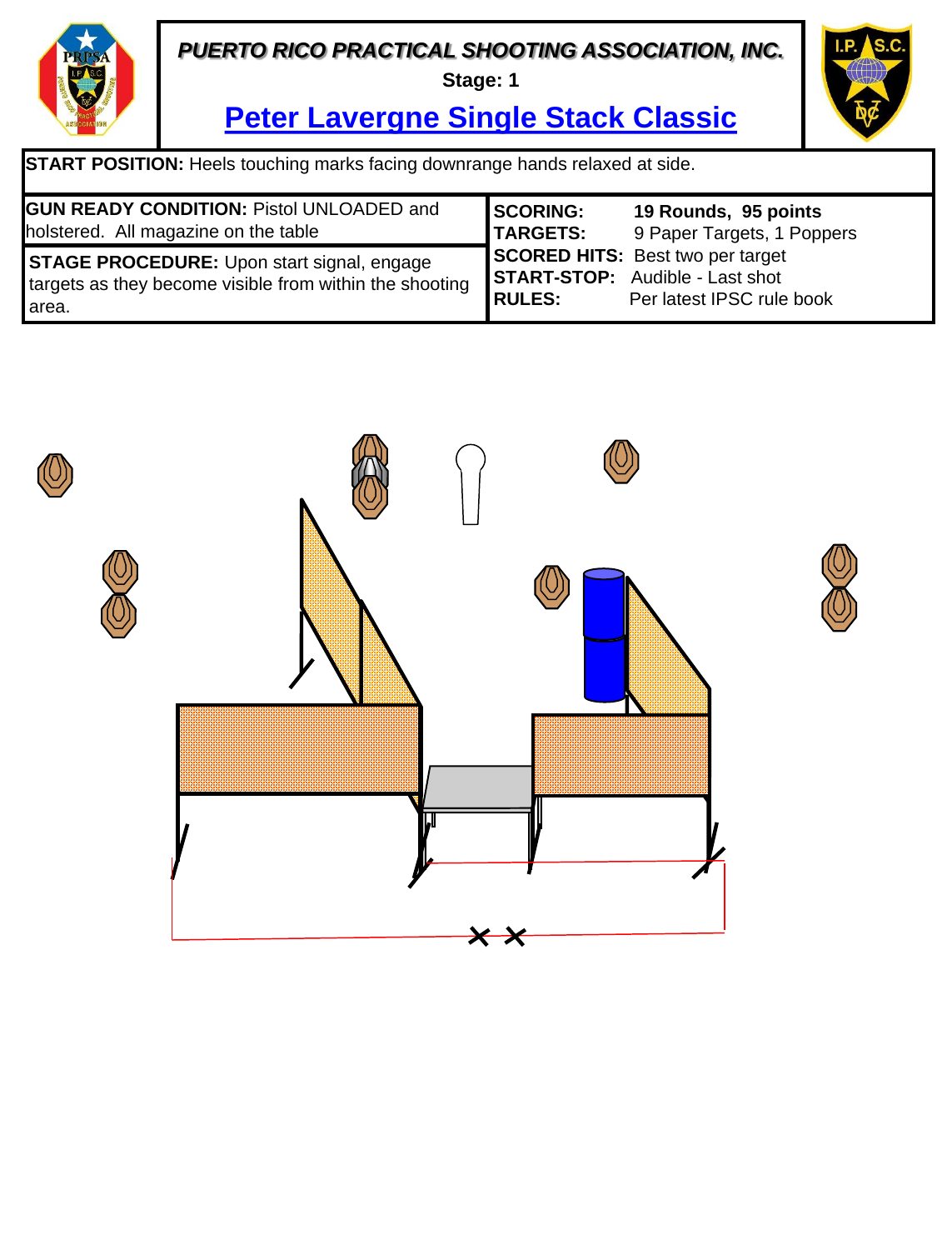# PUERTO RICO PRACTICAL SHOOTING ASSOCIATION, INC.

**Stage: 1**

## Peter Lavergne Single Stack Classic

**START POSITION:** Heels touching marks facing downrange hands relaxed at side.

**GUN READY CONDITION:** Pistol UNLOADED and holstered. All magazine on the table

**STAGE PROCEDURE:** Upon start signal, engage targets as they become visible from within the shooting area.

| | |
|---|---|
| **SCORING:** | **19 Rounds, 95 points** |
| **TARGETS:** | 9 Paper Targets, 1 Poppers |
| **SCORED HITS:** | Best two per target |
| **START-STOP:** | Audible - Last shot |
| **RULES:** | Per latest IPSC rule book |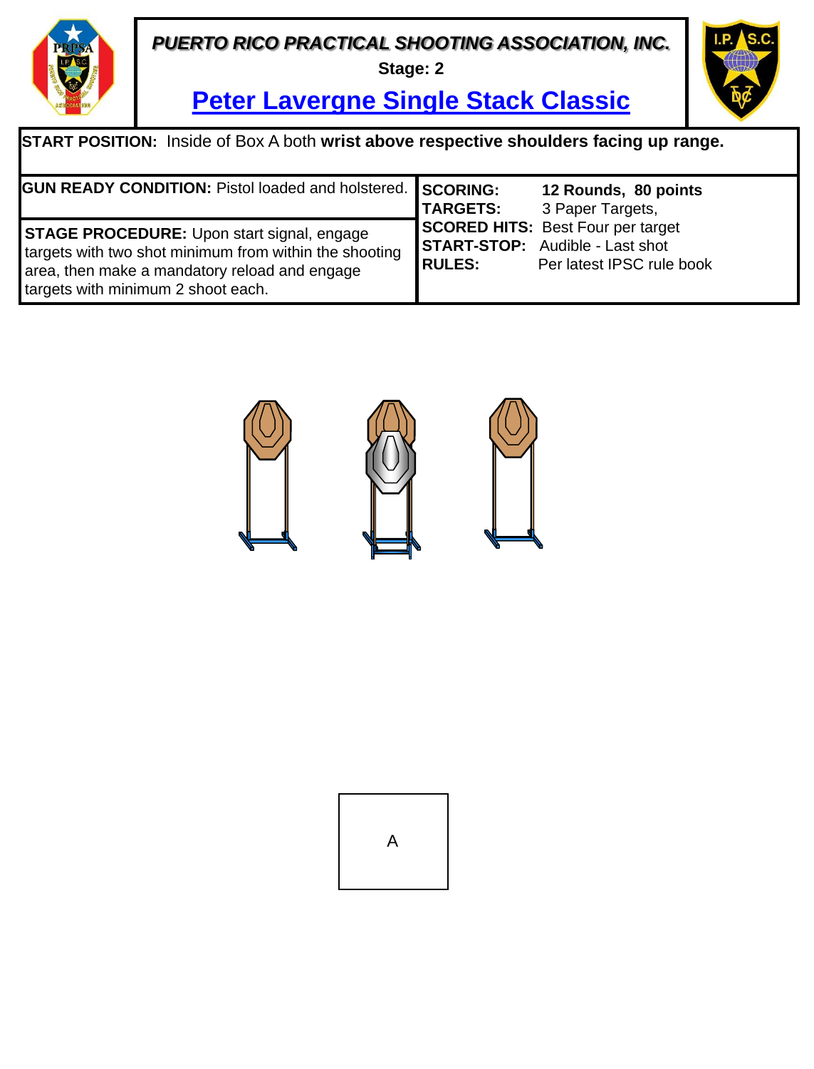***PUERTO RICO PRACTICAL SHOOTING ASSOCIATION, INC.***

**Stage: 2**

# Peter Lavergne Single Stack Classic

**START POSITION:** Inside of Box A both **wrist above respective shoulders facing up range.**

**GUN READY CONDITION:** Pistol loaded and holstered.

**STAGE PROCEDURE:** Upon start signal, engage targets with two shot minimum from within the shooting area, then make a mandatory reload and engage targets with minimum 2 shoot each.

| | |
|---|---|
| **SCORING:** | **12 Rounds, 80 points** |
| **TARGETS:** | 3 Paper Targets, |
| **SCORED HITS:** | Best Four per target |
| **START-STOP:** | Audible - Last shot |
| **RULES:** | Per latest IPSC rule book |

A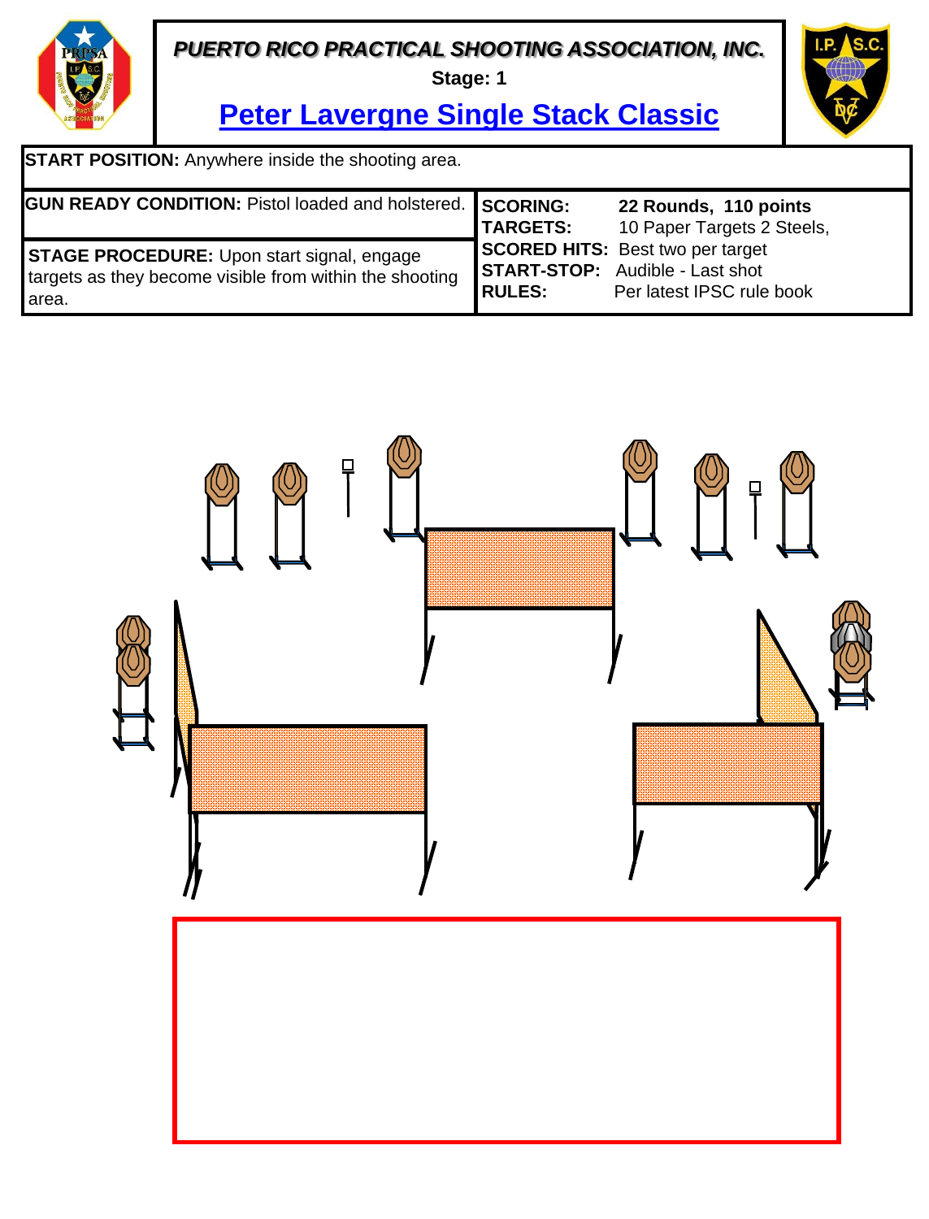***PUERTO RICO PRACTICAL SHOOTING ASSOCIATION, INC.***

**Stage: 1**

# Peter Lavergne Single Stack Classic

**START POSITION:** Anywhere inside the shooting area.

**GUN READY CONDITION:** Pistol loaded and holstered.

**STAGE PROCEDURE:** Upon start signal, engage targets as they become visible from within the shooting area.

| | |
|---|---|
| **SCORING:** | **22 Rounds, 110 points** |
| **TARGETS:** | 10 Paper Targets 2 Steels, |
| **SCORED HITS:** | Best two per target |
| **START-STOP:** | Audible - Last shot |
| **RULES:** | Per latest IPSC rule book |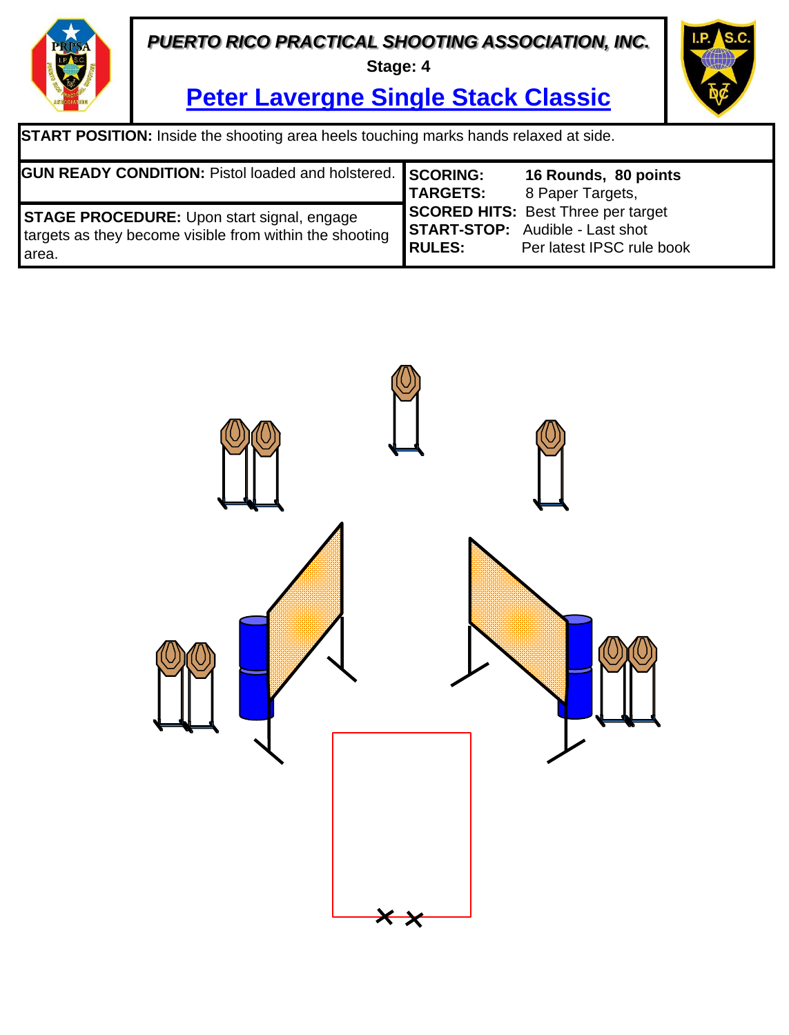***PUERTO RICO PRACTICAL SHOOTING ASSOCIATION, INC.***

**Stage: 4**

# Peter Lavergne Single Stack Classic

**START POSITION:** Inside the shooting area heels touching marks hands relaxed at side.

**GUN READY CONDITION:** Pistol loaded and holstered.

**STAGE PROCEDURE:** Upon start signal, engage targets as they become visible from within the shooting area.

| | |
|---|---|
| **SCORING:** | **16 Rounds, 80 points** |
| **TARGETS:** | 8 Paper Targets, |
| **SCORED HITS:** | Best Three per target |
| **START-STOP:** | Audible - Last shot |
| **RULES:** | Per latest IPSC rule book |